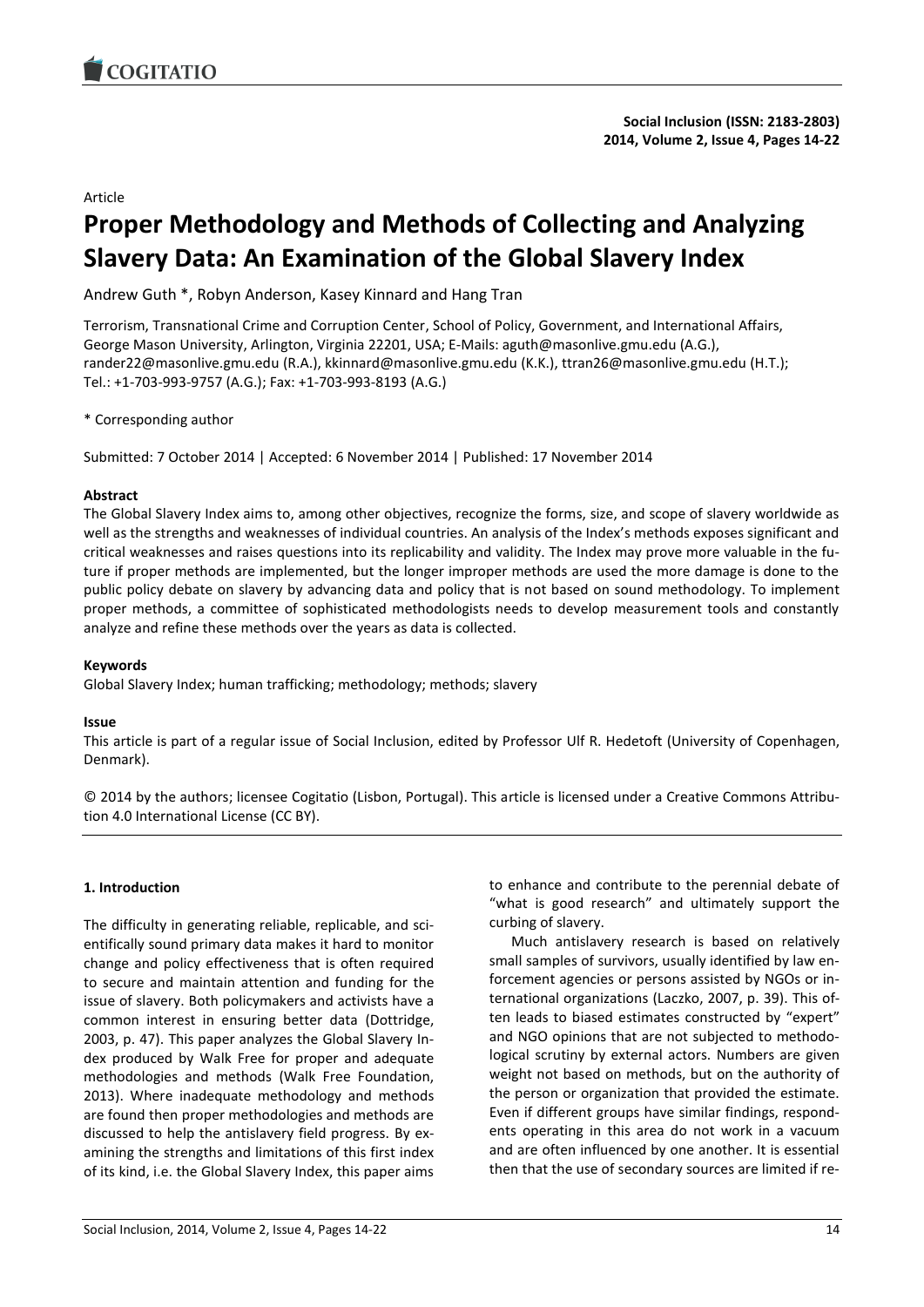Article

# Proper Methodology and Methods of Collecting and Analyzing Slavery Data: An Examination of the Global Slavery Index

Andrew Guth *, Robyn Anderson, Kasey Kinnard and Hang Tran

Terrorism, Transnational Crime and Corruption Center, School of Policy, Government, and International Affairs, George Mason University, Arlington, Virginia 22201, USA; E-Mails: aguth@masonlive.gmu.edu (A.G.), rander22@masonlive.gmu.edu (R.A.), kkinnard@masonlive.gmu.edu (K.K.), ttran26@masonlive.gmu.edu (H.T.); Tel.: +1-703-993-9757 (A.G.); Fax: +1-703-993-8193 (A.G.)

* Corresponding author

Submitted: 7 October 2014 | Accepted: 6 November 2014 | Published: 17 November 2014

**Abstract**

The Global Slavery Index aims to, among other objectives, recognize the forms, size, and scope of slavery worldwide as well as the strengths and weaknesses of individual countries. An analysis of the Index's methods exposes significant and critical weaknesses and raises questions into its replicability and validity. The Index may prove more valuable in the future if proper methods are implemented, but the longer improper methods are used the more damage is done to the public policy debate on slavery by advancing data and policy that is not based on sound methodology. To implement proper methods, a committee of sophisticated methodologists needs to develop measurement tools and constantly analyze and refine these methods over the years as data is collected.

**Keywords**

Global Slavery Index; human trafficking; methodology; methods; slavery

**Issue**

This article is part of a regular issue of Social Inclusion, edited by Professor Ulf R. Hedetoft (University of Copenhagen, Denmark).

© 2014 by the authors; licensee Cogitatio (Lisbon, Portugal). This article is licensed under a Creative Commons Attribution 4.0 International License (CC BY).

## 1. Introduction

The difficulty in generating reliable, replicable, and scientifically sound primary data makes it hard to monitor change and policy effectiveness that is often required to secure and maintain attention and funding for the issue of slavery. Both policymakers and activists have a common interest in ensuring better data (Dottridge, 2003, p. 47). This paper analyzes the Global Slavery Index produced by Walk Free for proper and adequate methodologies and methods (Walk Free Foundation, 2013). Where inadequate methodology and methods are found then proper methodologies and methods are discussed to help the antislavery field progress. By examining the strengths and limitations of this first index of its kind, i.e. the Global Slavery Index, this paper aims to enhance and contribute to the perennial debate of "what is good research" and ultimately support the curbing of slavery.

Much antislavery research is based on relatively small samples of survivors, usually identified by law enforcement agencies or persons assisted by NGOs or international organizations (Laczko, 2007, p. 39). This often leads to biased estimates constructed by "expert" and NGO opinions that are not subjected to methodological scrutiny by external actors. Numbers are given weight not based on methods, but on the authority of the person or organization that provided the estimate. Even if different groups have similar findings, respondents operating in this area do not work in a vacuum and are often influenced by one another. It is essential then that the use of secondary sources are limited if re-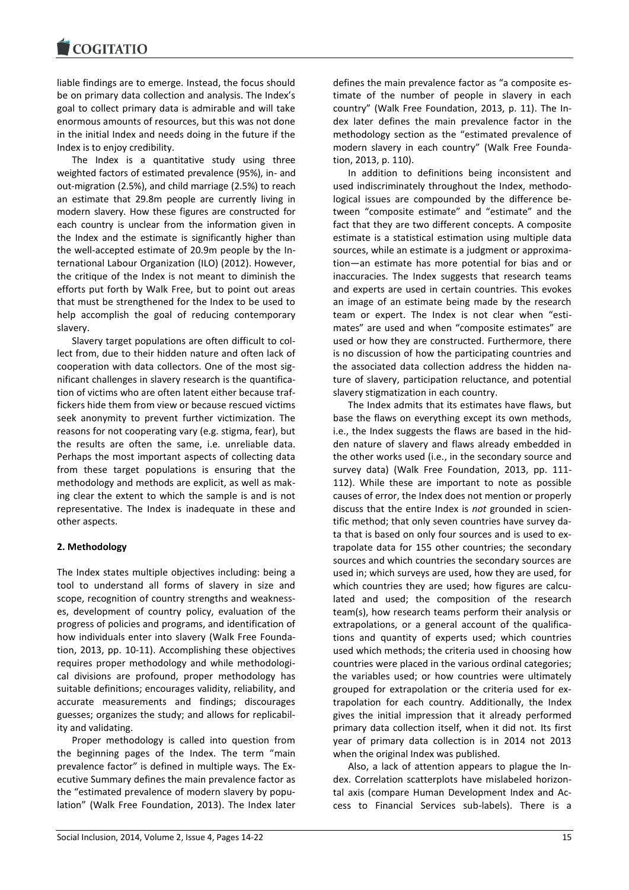liable findings are to emerge. Instead, the focus should be on primary data collection and analysis. The Index's goal to collect primary data is admirable and will take enormous amounts of resources, but this was not done in the initial Index and needs doing in the future if the Index is to enjoy credibility.

The Index is a quantitative study using three weighted factors of estimated prevalence (95%), in- and out-migration (2.5%), and child marriage (2.5%) to reach an estimate that 29.8m people are currently living in modern slavery. How these figures are constructed for each country is unclear from the information given in the Index and the estimate is significantly higher than the well-accepted estimate of 20.9m people by the International Labour Organization (ILO) (2012). However, the critique of the Index is not meant to diminish the efforts put forth by Walk Free, but to point out areas that must be strengthened for the Index to be used to help accomplish the goal of reducing contemporary slavery.

Slavery target populations are often difficult to collect from, due to their hidden nature and often lack of cooperation with data collectors. One of the most significant challenges in slavery research is the quantification of victims who are often latent either because traffickers hide them from view or because rescued victims seek anonymity to prevent further victimization. The reasons for not cooperating vary (e.g. stigma, fear), but the results are often the same, i.e. unreliable data. Perhaps the most important aspects of collecting data from these target populations is ensuring that the methodology and methods are explicit, as well as making clear the extent to which the sample is and is not representative. The Index is inadequate in these and other aspects.

## 2. Methodology

The Index states multiple objectives including: being a tool to understand all forms of slavery in size and scope, recognition of country strengths and weaknesses, development of country policy, evaluation of the progress of policies and programs, and identification of how individuals enter into slavery (Walk Free Foundation, 2013, pp. 10-11). Accomplishing these objectives requires proper methodology and while methodological divisions are profound, proper methodology has suitable definitions; encourages validity, reliability, and accurate measurements and findings; discourages guesses; organizes the study; and allows for replicability and validating.

Proper methodology is called into question from the beginning pages of the Index. The term "main prevalence factor" is defined in multiple ways. The Executive Summary defines the main prevalence factor as the "estimated prevalence of modern slavery by population" (Walk Free Foundation, 2013). The Index later defines the main prevalence factor as "a composite estimate of the number of people in slavery in each country" (Walk Free Foundation, 2013, p. 11). The Index later defines the main prevalence factor in the methodology section as the "estimated prevalence of modern slavery in each country" (Walk Free Foundation, 2013, p. 110).

In addition to definitions being inconsistent and used indiscriminately throughout the Index, methodological issues are compounded by the difference between "composite estimate" and "estimate" and the fact that they are two different concepts. A composite estimate is a statistical estimation using multiple data sources, while an estimate is a judgment or approximation—an estimate has more potential for bias and or inaccuracies. The Index suggests that research teams and experts are used in certain countries. This evokes an image of an estimate being made by the research team or expert. The Index is not clear when "estimates" are used and when "composite estimates" are used or how they are constructed. Furthermore, there is no discussion of how the participating countries and the associated data collection address the hidden nature of slavery, participation reluctance, and potential slavery stigmatization in each country.

The Index admits that its estimates have flaws, but base the flaws on everything except its own methods, i.e., the Index suggests the flaws are based in the hidden nature of slavery and flaws already embedded in the other works used (i.e., in the secondary source and survey data) (Walk Free Foundation, 2013, pp. 111-112). While these are important to note as possible causes of error, the Index does not mention or properly discuss that the entire Index is *not* grounded in scientific method; that only seven countries have survey data that is based on only four sources and is used to extrapolate data for 155 other countries; the secondary sources and which countries the secondary sources are used in; which surveys are used, how they are used, for which countries they are used; how figures are calculated and used; the composition of the research team(s), how research teams perform their analysis or extrapolations, or a general account of the qualifications and quantity of experts used; which countries used which methods; the criteria used in choosing how countries were placed in the various ordinal categories; the variables used; or how countries were ultimately grouped for extrapolation or the criteria used for extrapolation for each country. Additionally, the Index gives the initial impression that it already performed primary data collection itself, when it did not. Its first year of primary data collection is in 2014 not 2013 when the original Index was published.

Also, a lack of attention appears to plague the Index. Correlation scatterplots have mislabeled horizontal axis (compare Human Development Index and Access to Financial Services sub-labels). There is a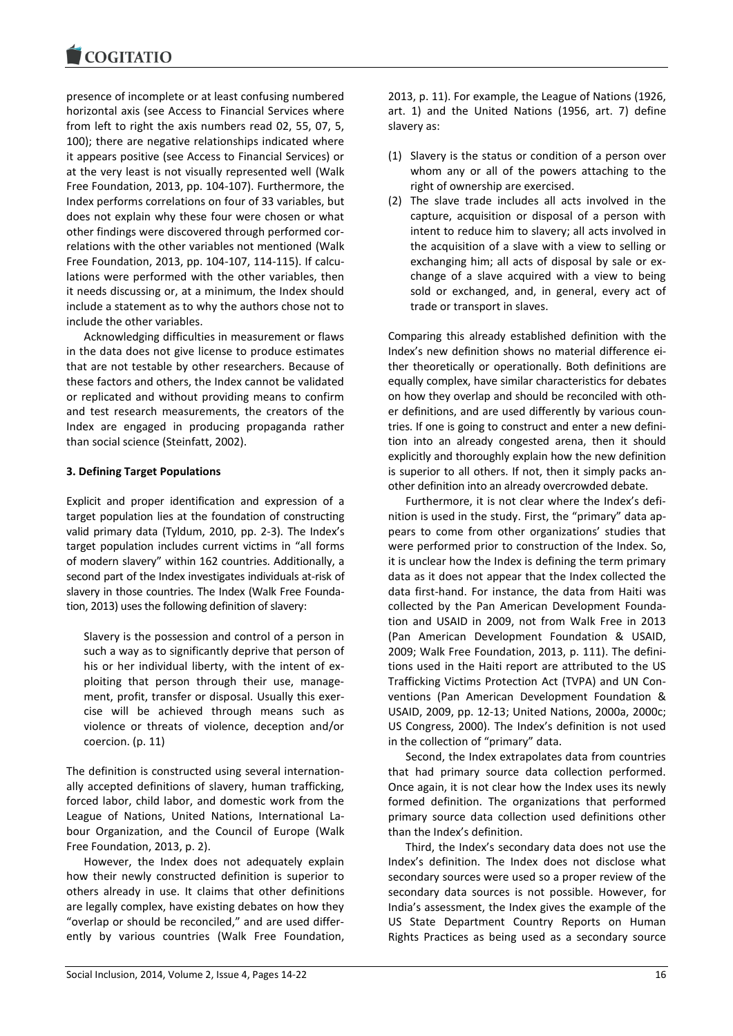presence of incomplete or at least confusing numbered horizontal axis (see Access to Financial Services where from left to right the axis numbers read 02, 55, 07, 5, 100); there are negative relationships indicated where it appears positive (see Access to Financial Services) or at the very least is not visually represented well (Walk Free Foundation, 2013, pp. 104-107). Furthermore, the Index performs correlations on four of 33 variables, but does not explain why these four were chosen or what other findings were discovered through performed correlations with the other variables not mentioned (Walk Free Foundation, 2013, pp. 104-107, 114-115). If calculations were performed with the other variables, then it needs discussing or, at a minimum, the Index should include a statement as to why the authors chose not to include the other variables.

Acknowledging difficulties in measurement or flaws in the data does not give license to produce estimates that are not testable by other researchers. Because of these factors and others, the Index cannot be validated or replicated and without providing means to confirm and test research measurements, the creators of the Index are engaged in producing propaganda rather than social science (Steinfatt, 2002).

## 3. Defining Target Populations

Explicit and proper identification and expression of a target population lies at the foundation of constructing valid primary data (Tyldum, 2010, pp. 2-3). The Index's target population includes current victims in "all forms of modern slavery" within 162 countries. Additionally, a second part of the Index investigates individuals at-risk of slavery in those countries. The Index (Walk Free Foundation, 2013) uses the following definition of slavery:

> Slavery is the possession and control of a person in such a way as to significantly deprive that person of his or her individual liberty, with the intent of exploiting that person through their use, management, profit, transfer or disposal. Usually this exercise will be achieved through means such as violence or threats of violence, deception and/or coercion. (p. 11)

The definition is constructed using several internationally accepted definitions of slavery, human trafficking, forced labor, child labor, and domestic work from the League of Nations, United Nations, International Labour Organization, and the Council of Europe (Walk Free Foundation, 2013, p. 2).

However, the Index does not adequately explain how their newly constructed definition is superior to others already in use. It claims that other definitions are legally complex, have existing debates on how they "overlap or should be reconciled," and are used differently by various countries (Walk Free Foundation, 2013, p. 11). For example, the League of Nations (1926, art. 1) and the United Nations (1956, art. 7) define slavery as:

(1) Slavery is the status or condition of a person over whom any or all of the powers attaching to the right of ownership are exercised.
(2) The slave trade includes all acts involved in the capture, acquisition or disposal of a person with intent to reduce him to slavery; all acts involved in the acquisition of a slave with a view to selling or exchanging him; all acts of disposal by sale or exchange of a slave acquired with a view to being sold or exchanged, and, in general, every act of trade or transport in slaves.

Comparing this already established definition with the Index's new definition shows no material difference either theoretically or operationally. Both definitions are equally complex, have similar characteristics for debates on how they overlap and should be reconciled with other definitions, and are used differently by various countries. If one is going to construct and enter a new definition into an already congested arena, then it should explicitly and thoroughly explain how the new definition is superior to all others. If not, then it simply packs another definition into an already overcrowded debate.

Furthermore, it is not clear where the Index's definition is used in the study. First, the "primary" data appears to come from other organizations' studies that were performed prior to construction of the Index. So, it is unclear how the Index is defining the term primary data as it does not appear that the Index collected the data first-hand. For instance, the data from Haiti was collected by the Pan American Development Foundation and USAID in 2009, not from Walk Free in 2013 (Pan American Development Foundation & USAID, 2009; Walk Free Foundation, 2013, p. 111). The definitions used in the Haiti report are attributed to the US Trafficking Victims Protection Act (TVPA) and UN Conventions (Pan American Development Foundation & USAID, 2009, pp. 12-13; United Nations, 2000a, 2000c; US Congress, 2000). The Index's definition is not used in the collection of "primary" data.

Second, the Index extrapolates data from countries that had primary source data collection performed. Once again, it is not clear how the Index uses its newly formed definition. The organizations that performed primary source data collection used definitions other than the Index's definition.

Third, the Index's secondary data does not use the Index's definition. The Index does not disclose what secondary sources were used so a proper review of the secondary data sources is not possible. However, for India's assessment, the Index gives the example of the US State Department Country Reports on Human Rights Practices as being used as a secondary source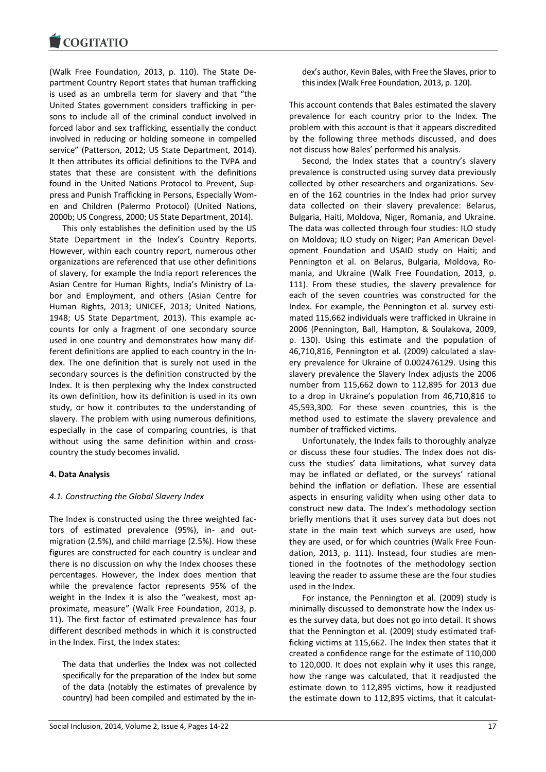(Walk Free Foundation, 2013, p. 110). The State Department Country Report states that human trafficking is used as an umbrella term for slavery and that "the United States government considers trafficking in persons to include all of the criminal conduct involved in forced labor and sex trafficking, essentially the conduct involved in reducing or holding someone in compelled service" (Patterson, 2012; US State Department, 2014). It then attributes its official definitions to the TVPA and states that these are consistent with the definitions found in the United Nations Protocol to Prevent, Suppress and Punish Trafficking in Persons, Especially Women and Children (Palermo Protocol) (United Nations, 2000b; US Congress, 2000; US State Department, 2014).

This only establishes the definition used by the US State Department in the Index's Country Reports. However, within each country report, numerous other organizations are referenced that use other definitions of slavery, for example the India report references the Asian Centre for Human Rights, India's Ministry of Labor and Employment, and others (Asian Centre for Human Rights, 2013; UNICEF, 2013; United Nations, 1948; US State Department, 2013). This example accounts for only a fragment of one secondary source used in one country and demonstrates how many different definitions are applied to each country in the Index. The one definition that is surely not used in the secondary sources is the definition constructed by the Index. It is then perplexing why the Index constructed its own definition, how its definition is used in its own study, or how it contributes to the understanding of slavery. The problem with using numerous definitions, especially in the case of comparing countries, is that without using the same definition within and cross-country the study becomes invalid.

## 4. Data Analysis

### *4.1. Constructing the Global Slavery Index*

The Index is constructed using the three weighted factors of estimated prevalence (95%), in- and out-migration (2.5%), and child marriage (2.5%). How these figures are constructed for each country is unclear and there is no discussion on why the Index chooses these percentages. However, the Index does mention that while the prevalence factor represents 95% of the weight in the Index it is also the "weakest, most approximate, measure" (Walk Free Foundation, 2013, p. 11). The first factor of estimated prevalence has four different described methods in which it is constructed in the Index. First, the Index states:

> The data that underlies the Index was not collected specifically for the preparation of the Index but some of the data (notably the estimates of prevalence by country) had been compiled and estimated by the index's author, Kevin Bales, with Free the Slaves, prior to this index (Walk Free Foundation, 2013, p. 120).

This account contends that Bales estimated the slavery prevalence for each country prior to the Index. The problem with this account is that it appears discredited by the following three methods discussed, and does not discuss how Bales' performed his analysis.

Second, the Index states that a country's slavery prevalence is constructed using survey data previously collected by other researchers and organizations. Seven of the 162 countries in the Index had prior survey data collected on their slavery prevalence: Belarus, Bulgaria, Haiti, Moldova, Niger, Romania, and Ukraine. The data was collected through four studies: ILO study on Moldova; ILO study on Niger; Pan American Development Foundation and USAID study on Haiti; and Pennington et al. on Belarus, Bulgaria, Moldova, Romania, and Ukraine (Walk Free Foundation, 2013, p. 111). From these studies, the slavery prevalence for each of the seven countries was constructed for the Index. For example, the Pennington et al. survey estimated 115,662 individuals were trafficked in Ukraine in 2006 (Pennington, Ball, Hampton, & Soulakova, 2009, p. 130). Using this estimate and the population of 46,710,816, Pennington et al. (2009) calculated a slavery prevalence for Ukraine of 0.002476129. Using this slavery prevalence the Slavery Index adjusts the 2006 number from 115,662 down to 112,895 for 2013 due to a drop in Ukraine's population from 46,710,816 to 45,593,300. For these seven countries, this is the method used to estimate the slavery prevalence and number of trafficked victims.

Unfortunately, the Index fails to thoroughly analyze or discuss these four studies. The Index does not discuss the studies' data limitations, what survey data may be inflated or deflated, or the surveys' rational behind the inflation or deflation. These are essential aspects in ensuring validity when using other data to construct new data. The Index's methodology section briefly mentions that it uses survey data but does not state in the main text which surveys are used, how they are used, or for which countries (Walk Free Foundation, 2013, p. 111). Instead, four studies are mentioned in the footnotes of the methodology section leaving the reader to assume these are the four studies used in the Index.

For instance, the Pennington et al. (2009) study is minimally discussed to demonstrate how the Index uses the survey data, but does not go into detail. It shows that the Pennington et al. (2009) study estimated trafficking victims at 115,662. The Index then states that it created a confidence range for the estimate of 110,000 to 120,000. It does not explain why it uses this range, how the range was calculated, that it readjusted the estimate down to 112,895 victims, how it readjusted the estimate down to 112,895 victims, that it calculat-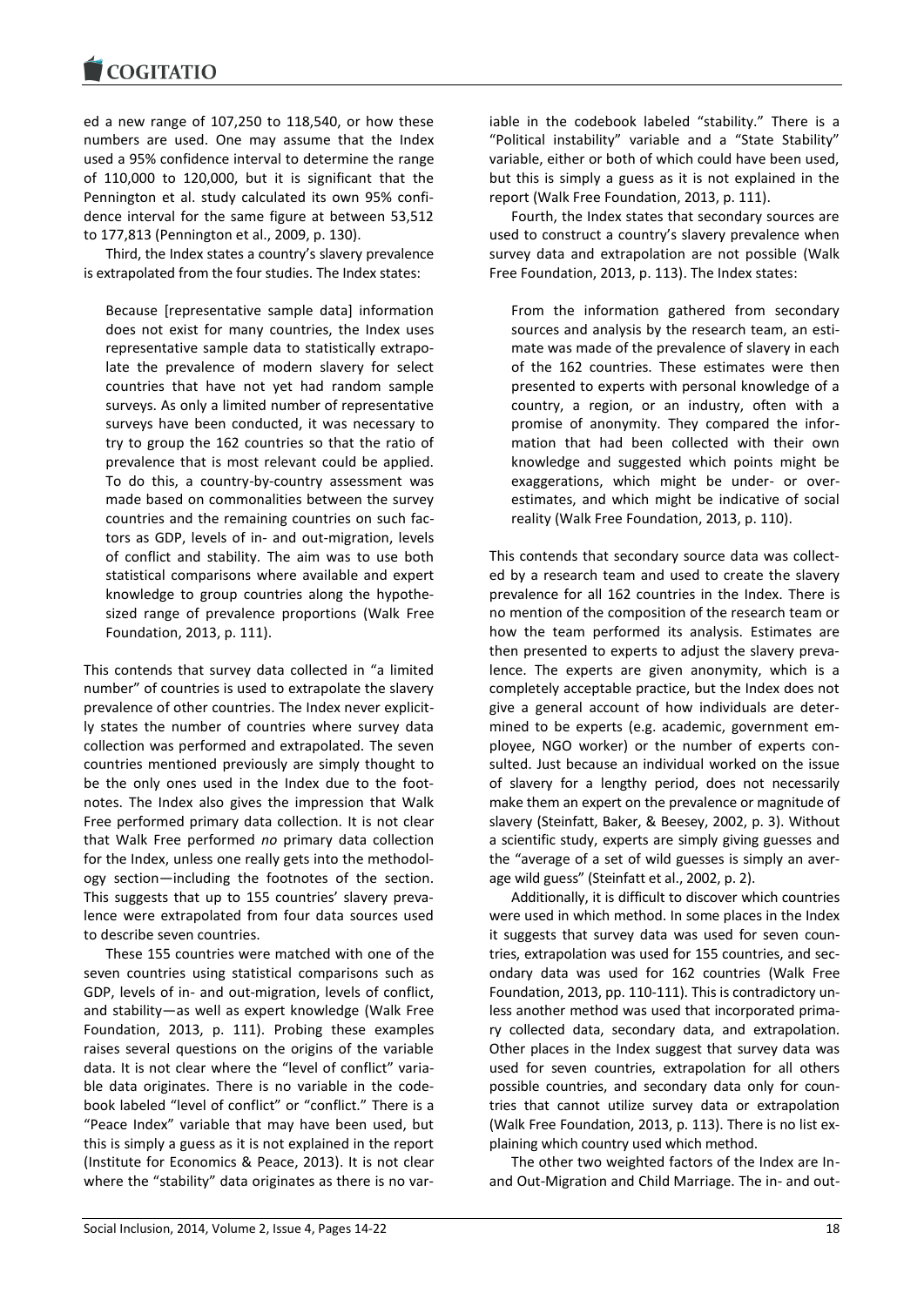ed a new range of 107,250 to 118,540, or how these numbers are used. One may assume that the Index used a 95% confidence interval to determine the range of 110,000 to 120,000, but it is significant that the Pennington et al. study calculated its own 95% confidence interval for the same figure at between 53,512 to 177,813 (Pennington et al., 2009, p. 130).

Third, the Index states a country's slavery prevalence is extrapolated from the four studies. The Index states:

> Because [representative sample data] information does not exist for many countries, the Index uses representative sample data to statistically extrapolate the prevalence of modern slavery for select countries that have not yet had random sample surveys. As only a limited number of representative surveys have been conducted, it was necessary to try to group the 162 countries so that the ratio of prevalence that is most relevant could be applied. To do this, a country-by-country assessment was made based on commonalities between the survey countries and the remaining countries on such factors as GDP, levels of in- and out-migration, levels of conflict and stability. The aim was to use both statistical comparisons where available and expert knowledge to group countries along the hypothesized range of prevalence proportions (Walk Free Foundation, 2013, p. 111).

This contends that survey data collected in "a limited number" of countries is used to extrapolate the slavery prevalence of other countries. The Index never explicitly states the number of countries where survey data collection was performed and extrapolated. The seven countries mentioned previously are simply thought to be the only ones used in the Index due to the footnotes. The Index also gives the impression that Walk Free performed primary data collection. It is not clear that Walk Free performed *no* primary data collection for the Index, unless one really gets into the methodology section—including the footnotes of the section. This suggests that up to 155 countries' slavery prevalence were extrapolated from four data sources used to describe seven countries.

These 155 countries were matched with one of the seven countries using statistical comparisons such as GDP, levels of in- and out-migration, levels of conflict, and stability—as well as expert knowledge (Walk Free Foundation, 2013, p. 111). Probing these examples raises several questions on the origins of the variable data. It is not clear where the "level of conflict" variable data originates. There is no variable in the codebook labeled "level of conflict" or "conflict." There is a "Peace Index" variable that may have been used, but this is simply a guess as it is not explained in the report (Institute for Economics & Peace, 2013). It is not clear where the "stability" data originates as there is no variable in the codebook labeled "stability." There is a "Political instability" variable and a "State Stability" variable, either or both of which could have been used, but this is simply a guess as it is not explained in the report (Walk Free Foundation, 2013, p. 111).

Fourth, the Index states that secondary sources are used to construct a country's slavery prevalence when survey data and extrapolation are not possible (Walk Free Foundation, 2013, p. 113). The Index states:

> From the information gathered from secondary sources and analysis by the research team, an estimate was made of the prevalence of slavery in each of the 162 countries. These estimates were then presented to experts with personal knowledge of a country, a region, or an industry, often with a promise of anonymity. They compared the information that had been collected with their own knowledge and suggested which points might be exaggerations, which might be under- or overestimates, and which might be indicative of social reality (Walk Free Foundation, 2013, p. 110).

This contends that secondary source data was collected by a research team and used to create the slavery prevalence for all 162 countries in the Index. There is no mention of the composition of the research team or how the team performed its analysis. Estimates are then presented to experts to adjust the slavery prevalence. The experts are given anonymity, which is a completely acceptable practice, but the Index does not give a general account of how individuals are determined to be experts (e.g. academic, government employee, NGO worker) or the number of experts consulted. Just because an individual worked on the issue of slavery for a lengthy period, does not necessarily make them an expert on the prevalence or magnitude of slavery (Steinfatt, Baker, & Beesey, 2002, p. 3). Without a scientific study, experts are simply giving guesses and the "average of a set of wild guesses is simply an average wild guess" (Steinfatt et al., 2002, p. 2).

Additionally, it is difficult to discover which countries were used in which method. In some places in the Index it suggests that survey data was used for seven countries, extrapolation was used for 155 countries, and secondary data was used for 162 countries (Walk Free Foundation, 2013, pp. 110-111). This is contradictory unless another method was used that incorporated primary collected data, secondary data, and extrapolation. Other places in the Index suggest that survey data was used for seven countries, extrapolation for all others possible countries, and secondary data only for countries that cannot utilize survey data or extrapolation (Walk Free Foundation, 2013, p. 113). There is no list explaining which country used which method.

The other two weighted factors of the Index are In- and Out-Migration and Child Marriage. The in- and out-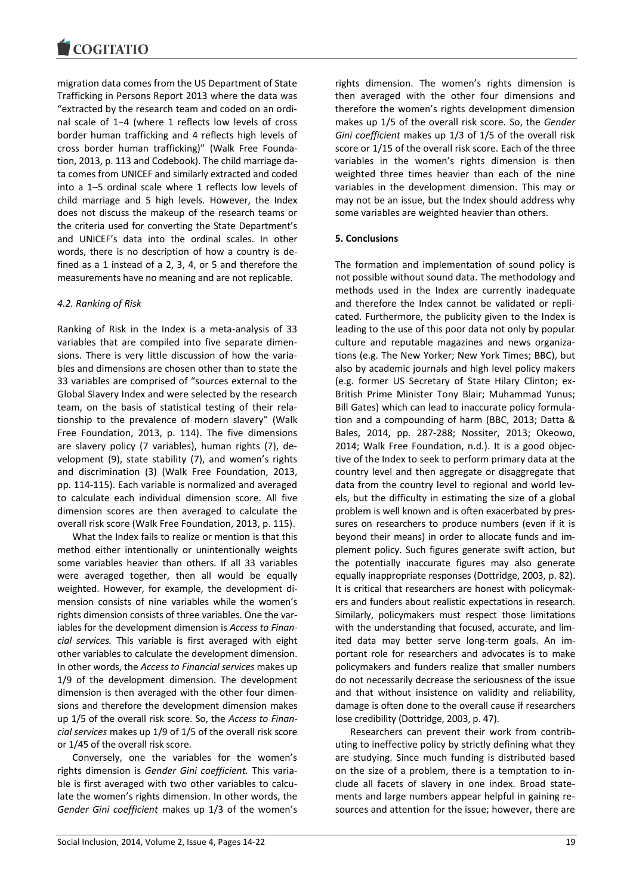migration data comes from the US Department of State Trafficking in Persons Report 2013 where the data was "extracted by the research team and coded on an ordinal scale of 1−4 (where 1 reflects low levels of cross border human trafficking and 4 reflects high levels of cross border human trafficking)" (Walk Free Foundation, 2013, p. 113 and Codebook). The child marriage data comes from UNICEF and similarly extracted and coded into a 1–5 ordinal scale where 1 reflects low levels of child marriage and 5 high levels. However, the Index does not discuss the makeup of the research teams or the criteria used for converting the State Department's and UNICEF's data into the ordinal scales. In other words, there is no description of how a country is defined as a 1 instead of a 2, 3, 4, or 5 and therefore the measurements have no meaning and are not replicable.

### *4.2. Ranking of Risk*

Ranking of Risk in the Index is a meta-analysis of 33 variables that are compiled into five separate dimensions. There is very little discussion of how the variables and dimensions are chosen other than to state the 33 variables are comprised of "sources external to the Global Slavery Index and were selected by the research team, on the basis of statistical testing of their relationship to the prevalence of modern slavery" (Walk Free Foundation, 2013, p. 114). The five dimensions are slavery policy (7 variables), human rights (7), development (9), state stability (7), and women's rights and discrimination (3) (Walk Free Foundation, 2013, pp. 114-115). Each variable is normalized and averaged to calculate each individual dimension score. All five dimension scores are then averaged to calculate the overall risk score (Walk Free Foundation, 2013, p. 115).

What the Index fails to realize or mention is that this method either intentionally or unintentionally weights some variables heavier than others. If all 33 variables were averaged together, then all would be equally weighted. However, for example, the development dimension consists of nine variables while the women's rights dimension consists of three variables. One the variables for the development dimension is *Access to Financial services.* This variable is first averaged with eight other variables to calculate the development dimension. In other words, the *Access to Financial services* makes up 1/9 of the development dimension. The development dimension is then averaged with the other four dimensions and therefore the development dimension makes up 1/5 of the overall risk score. So, the *Access to Financial services* makes up 1/9 of 1/5 of the overall risk score or 1/45 of the overall risk score.

Conversely, one the variables for the women's rights dimension is *Gender Gini coefficient.* This variable is first averaged with two other variables to calculate the women's rights dimension. In other words, the *Gender Gini coefficient* makes up 1/3 of the women's rights dimension. The women's rights dimension is then averaged with the other four dimensions and therefore the women's rights development dimension makes up 1/5 of the overall risk score. So, the *Gender Gini coefficient* makes up 1/3 of 1/5 of the overall risk score or 1/15 of the overall risk score. Each of the three variables in the women's rights dimension is then weighted three times heavier than each of the nine variables in the development dimension. This may or may not be an issue, but the Index should address why some variables are weighted heavier than others.

## **5. Conclusions**

The formation and implementation of sound policy is not possible without sound data. The methodology and methods used in the Index are currently inadequate and therefore the Index cannot be validated or replicated. Furthermore, the publicity given to the Index is leading to the use of this poor data not only by popular culture and reputable magazines and news organizations (e.g. The New Yorker; New York Times; BBC), but also by academic journals and high level policy makers (e.g. former US Secretary of State Hilary Clinton; ex-British Prime Minister Tony Blair; Muhammad Yunus; Bill Gates) which can lead to inaccurate policy formulation and a compounding of harm (BBC, 2013; Datta & Bales, 2014, pp. 287-288; Nossiter, 2013; Okeowo, 2014; Walk Free Foundation, n.d.). It is a good objective of the Index to seek to perform primary data at the country level and then aggregate or disaggregate that data from the country level to regional and world levels, but the difficulty in estimating the size of a global problem is well known and is often exacerbated by pressures on researchers to produce numbers (even if it is beyond their means) in order to allocate funds and implement policy. Such figures generate swift action, but the potentially inaccurate figures may also generate equally inappropriate responses (Dottridge, 2003, p. 82). It is critical that researchers are honest with policymakers and funders about realistic expectations in research. Similarly, policymakers must respect those limitations with the understanding that focused, accurate, and limited data may better serve long-term goals. An important role for researchers and advocates is to make policymakers and funders realize that smaller numbers do not necessarily decrease the seriousness of the issue and that without insistence on validity and reliability, damage is often done to the overall cause if researchers lose credibility (Dottridge, 2003, p. 47).

Researchers can prevent their work from contributing to ineffective policy by strictly defining what they are studying. Since much funding is distributed based on the size of a problem, there is a temptation to include all facets of slavery in one index. Broad statements and large numbers appear helpful in gaining resources and attention for the issue; however, there are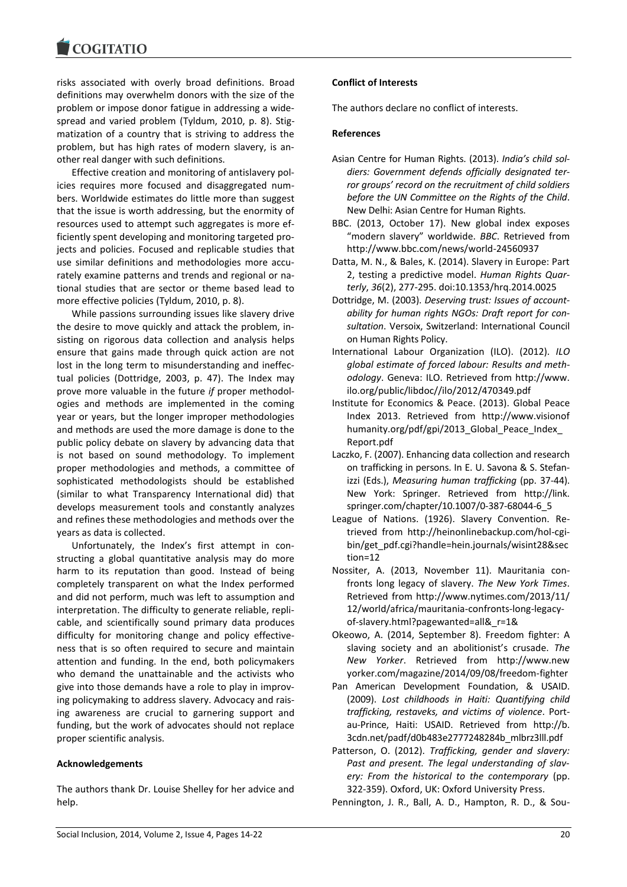risks associated with overly broad definitions. Broad definitions may overwhelm donors with the size of the problem or impose donor fatigue in addressing a widespread and varied problem (Tyldum, 2010, p. 8). Stigmatization of a country that is striving to address the problem, but has high rates of modern slavery, is another real danger with such definitions.

Effective creation and monitoring of antislavery policies requires more focused and disaggregated numbers. Worldwide estimates do little more than suggest that the issue is worth addressing, but the enormity of resources used to attempt such aggregates is more efficiently spent developing and monitoring targeted projects and policies. Focused and replicable studies that use similar definitions and methodologies more accurately examine patterns and trends and regional or national studies that are sector or theme based lead to more effective policies (Tyldum, 2010, p. 8).

While passions surrounding issues like slavery drive the desire to move quickly and attack the problem, insisting on rigorous data collection and analysis helps ensure that gains made through quick action are not lost in the long term to misunderstanding and ineffectual policies (Dottridge, 2003, p. 47). The Index may prove more valuable in the future *if* proper methodologies and methods are implemented in the coming year or years, but the longer improper methodologies and methods are used the more damage is done to the public policy debate on slavery by advancing data that is not based on sound methodology. To implement proper methodologies and methods, a committee of sophisticated methodologists should be established (similar to what Transparency International did) that develops measurement tools and constantly analyzes and refines these methodologies and methods over the years as data is collected.

Unfortunately, the Index's first attempt in constructing a global quantitative analysis may do more harm to its reputation than good. Instead of being completely transparent on what the Index performed and did not perform, much was left to assumption and interpretation. The difficulty to generate reliable, replicable, and scientifically sound primary data produces difficulty for monitoring change and policy effectiveness that is so often required to secure and maintain attention and funding. In the end, both policymakers who demand the unattainable and the activists who give into those demands have a role to play in improving policymaking to address slavery. Advocacy and raising awareness are crucial to garnering support and funding, but the work of advocates should not replace proper scientific analysis.

**Acknowledgements**

The authors thank Dr. Louise Shelley for her advice and help.

**Conflict of Interests**

The authors declare no conflict of interests.

**References**

Asian Centre for Human Rights. (2013). *India's child soldiers: Government defends officially designated terror groups' record on the recruitment of child soldiers before the UN Committee on the Rights of the Child*. New Delhi: Asian Centre for Human Rights.

BBC. (2013, October 17). New global index exposes "modern slavery" worldwide. *BBC*. Retrieved from http://www.bbc.com/news/world-24560937

Datta, M. N., & Bales, K. (2014). Slavery in Europe: Part 2, testing a predictive model. *Human Rights Quarterly*, *36*(2), 277-295. doi:10.1353/hrq.2014.0025

Dottridge, M. (2003). *Deserving trust: Issues of accountability for human rights NGOs: Draft report for consultation*. Versoix, Switzerland: International Council on Human Rights Policy.

International Labour Organization (ILO). (2012). *ILO global estimate of forced labour: Results and methodology*. Geneva: ILO. Retrieved from http://www.ilo.org/public/libdoc//ilo/2012/470349.pdf

Institute for Economics & Peace. (2013). Global Peace Index 2013. Retrieved from http://www.visionofhumanity.org/pdf/gpi/2013_Global_Peace_Index_Report.pdf

Laczko, F. (2007). Enhancing data collection and research on trafficking in persons. In E. U. Savona & S. Stefanizzi (Eds.), *Measuring human trafficking* (pp. 37-44). New York: Springer. Retrieved from http://link.springer.com/chapter/10.1007/0-387-68044-6_5

League of Nations. (1926). Slavery Convention. Retrieved from http://heinonlinebackup.com/hol-cgi-bin/get_pdf.cgi?handle=hein.journals/wisint28&section=12

Nossiter, A. (2013, November 11). Mauritania confronts long legacy of slavery. *The New York Times*. Retrieved from http://www.nytimes.com/2013/11/12/world/africa/mauritania-confronts-long-legacy-of-slavery.html?pagewanted=all&_r=1&

Okeowo, A. (2014, September 8). Freedom fighter: A slaving society and an abolitionist's crusade. *The New Yorker*. Retrieved from http://www.newyorker.com/magazine/2014/09/08/freedom-fighter

Pan American Development Foundation, & USAID. (2009). *Lost childhoods in Haiti: Quantifying child trafficking, restaveks, and victims of violence*. Port-au-Prince, Haiti: USAID. Retrieved from http://b.3cdn.net/padf/d0b483e2777248284b_mlbrz3lll.pdf

Patterson, O. (2012). *Trafficking, gender and slavery: Past and present. The legal understanding of slavery: From the historical to the contemporary* (pp. 322-359). Oxford, UK: Oxford University Press.

Pennington, J. R., Ball, A. D., Hampton, R. D., & Sou-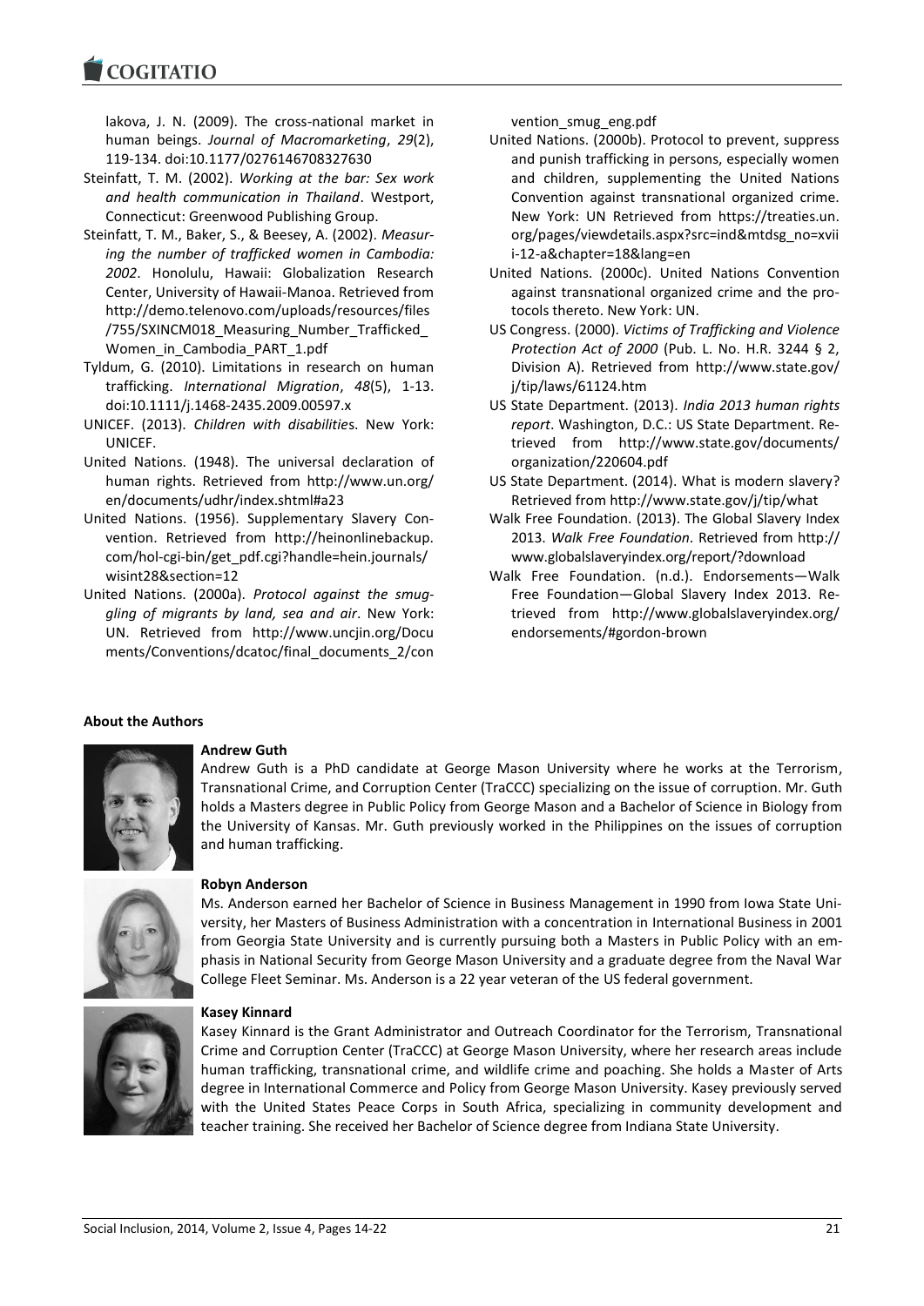Iakova, J. N. (2009). The cross-national market in human beings. *Journal of Macromarketing*, *29*(2), 119-134. doi:10.1177/0276146708327630

Steinfatt, T. M. (2002). *Working at the bar: Sex work and health communication in Thailand*. Westport, Connecticut: Greenwood Publishing Group.

Steinfatt, T. M., Baker, S., & Beesey, A. (2002). *Measuring the number of trafficked women in Cambodia: 2002*. Honolulu, Hawaii: Globalization Research Center, University of Hawaii-Manoa. Retrieved from http://demo.telenovo.com/uploads/resources/files/755/SXINCM018_Measuring_Number_Trafficked_Women_in_Cambodia_PART_1.pdf

Tyldum, G. (2010). Limitations in research on human trafficking. *International Migration*, *48*(5), 1-13. doi:10.1111/j.1468-2435.2009.00597.x

UNICEF. (2013). *Children with disabilities*. New York: UNICEF.

United Nations. (1948). The universal declaration of human rights. Retrieved from http://www.un.org/en/documents/udhr/index.shtml#a23

United Nations. (1956). Supplementary Slavery Convention. Retrieved from http://heinonlinebackup.com/hol-cgi-bin/get_pdf.cgi?handle=hein.journals/wisint28&section=12

United Nations. (2000a). *Protocol against the smuggling of migrants by land, sea and air*. New York: UN. Retrieved from http://www.uncjin.org/Documents/Conventions/dcatoc/final_documents_2/convention_smug_eng.pdf

United Nations. (2000b). Protocol to prevent, suppress and punish trafficking in persons, especially women and children, supplementing the United Nations Convention against transnational organized crime. New York: UN Retrieved from https://treaties.un.org/pages/viewdetails.aspx?src=ind&mtdsg_no=xviii-12-a&chapter=18&lang=en

United Nations. (2000c). United Nations Convention against transnational organized crime and the protocols thereto. New York: UN.

US Congress. (2000). *Victims of Trafficking and Violence Protection Act of 2000* (Pub. L. No. H.R. 3244 § 2, Division A). Retrieved from http://www.state.gov/j/tip/laws/61124.htm

US State Department. (2013). *India 2013 human rights report*. Washington, D.C.: US State Department. Retrieved from http://www.state.gov/documents/organization/220604.pdf

US State Department. (2014). What is modern slavery? Retrieved from http://www.state.gov/j/tip/what

Walk Free Foundation. (2013). The Global Slavery Index 2013. *Walk Free Foundation*. Retrieved from http://www.globalslaveryindex.org/report/?download

Walk Free Foundation. (n.d.). Endorsements—Walk Free Foundation—Global Slavery Index 2013. Retrieved from http://www.globalslaveryindex.org/endorsements/#gordon-brown

## About the Authors

**Andrew Guth**

Andrew Guth is a PhD candidate at George Mason University where he works at the Terrorism, Transnational Crime, and Corruption Center (TraCCC) specializing on the issue of corruption. Mr. Guth holds a Masters degree in Public Policy from George Mason and a Bachelor of Science in Biology from the University of Kansas. Mr. Guth previously worked in the Philippines on the issues of corruption and human trafficking.

**Robyn Anderson**

Ms. Anderson earned her Bachelor of Science in Business Management in 1990 from Iowa State University, her Masters of Business Administration with a concentration in International Business in 2001 from Georgia State University and is currently pursuing both a Masters in Public Policy with an emphasis in National Security from George Mason University and a graduate degree from the Naval War College Fleet Seminar. Ms. Anderson is a 22 year veteran of the US federal government.

**Kasey Kinnard**

Kasey Kinnard is the Grant Administrator and Outreach Coordinator for the Terrorism, Transnational Crime and Corruption Center (TraCCC) at George Mason University, where her research areas include human trafficking, transnational crime, and wildlife crime and poaching. She holds a Master of Arts degree in International Commerce and Policy from George Mason University. Kasey previously served with the United States Peace Corps in South Africa, specializing in community development and teacher training. She received her Bachelor of Science degree from Indiana State University.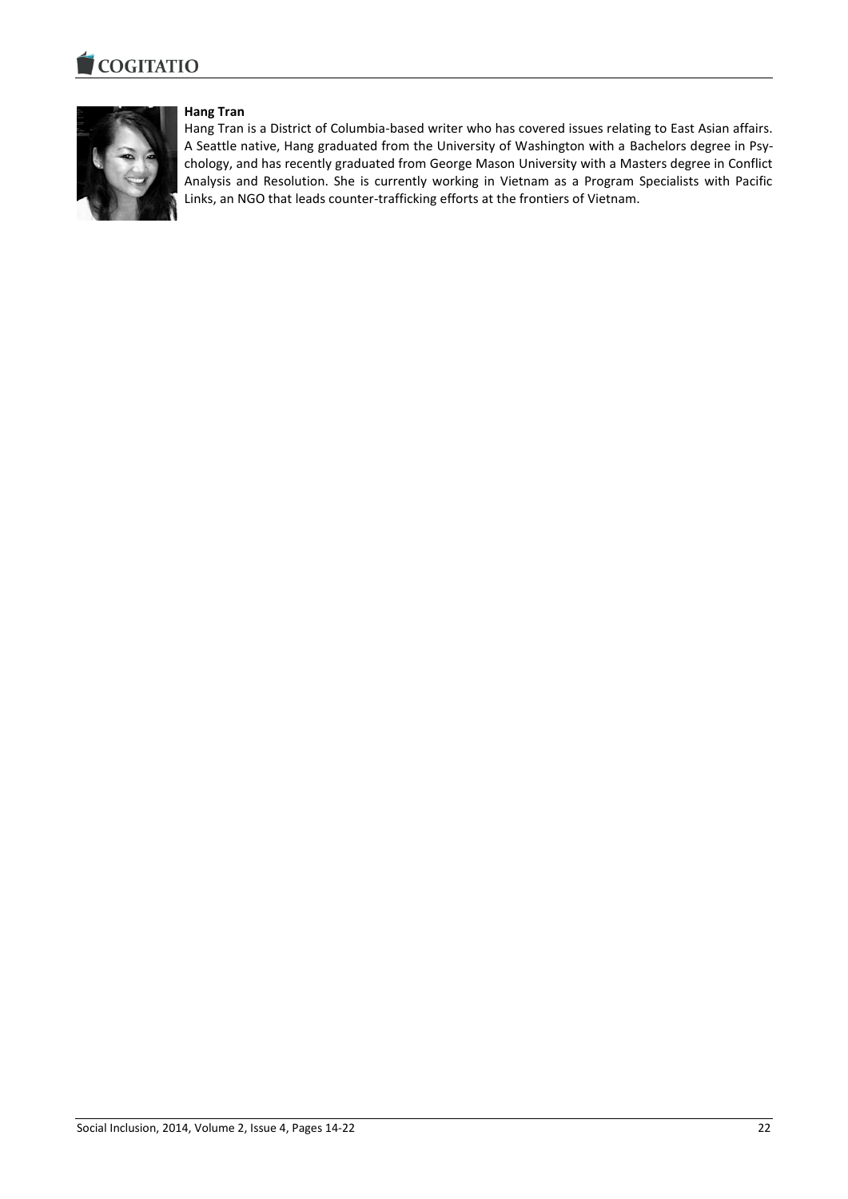**Hang Tran**

Hang Tran is a District of Columbia-based writer who has covered issues relating to East Asian affairs. A Seattle native, Hang graduated from the University of Washington with a Bachelors degree in Psychology, and has recently graduated from George Mason University with a Masters degree in Conflict Analysis and Resolution. She is currently working in Vietnam as a Program Specialists with Pacific Links, an NGO that leads counter-trafficking efforts at the frontiers of Vietnam.